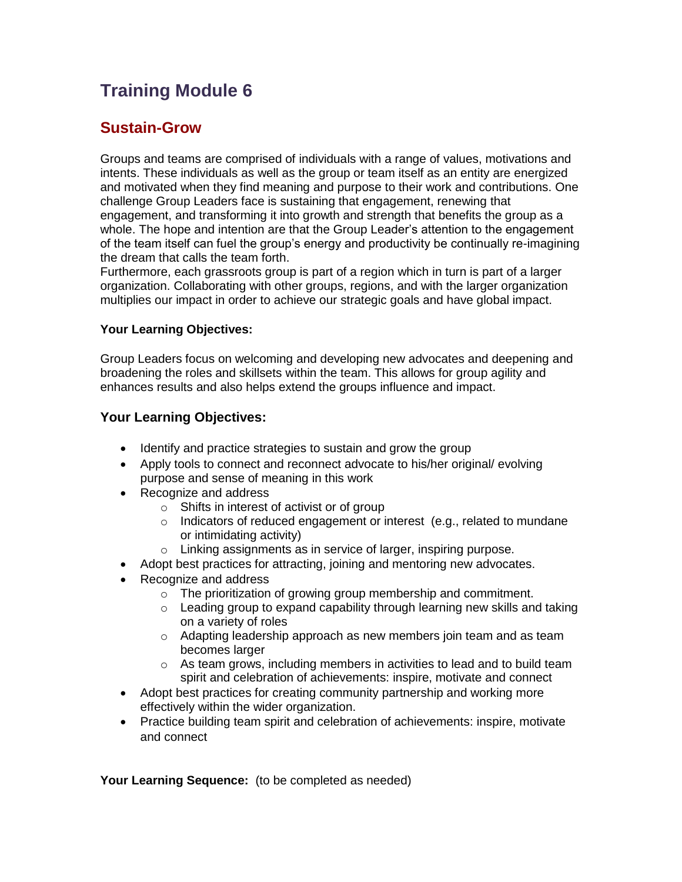# Training Module 6

## Sustain-Grow

Groups and teams are comprised of individuals with a range of values, motivations and intents. These individuals as well as the group or team itself as an entity are energized and motivated when they find meaning and purpose to their work and contributions. One challenge Group Leaders face is sustaining that engagement, renewing that engagement, and transforming it into growth and strength that benefits the group as a whole. The hope and intention are that the Group Leader's attention to the engagement of the team itself can fuel the group's energy and productivity be continually re-imagining the dream that calls the team forth.
Furthermore, each grassroots group is part of a region which in turn is part of a larger organization. Collaborating with other groups, regions, and with the larger organization multiplies our impact in order to achieve our strategic goals and have global impact.

**Your Learning Objectives:**

Group Leaders focus on welcoming and developing new advocates and deepening and broadening the roles and skillsets within the team. This allows for group agility and enhances results and also helps extend the groups influence and impact.

### Your Learning Objectives:

- Identify and practice strategies to sustain and grow the group
- Apply tools to connect and reconnect advocate to his/her original/ evolving purpose and sense of meaning in this work
- Recognize and address
  - Shifts in interest of activist or of group
  - Indicators of reduced engagement or interest (e.g., related to mundane or intimidating activity)
  - Linking assignments as in service of larger, inspiring purpose.
- Adopt best practices for attracting, joining and mentoring new advocates.
- Recognize and address
  - The prioritization of growing group membership and commitment.
  - Leading group to expand capability through learning new skills and taking on a variety of roles
  - Adapting leadership approach as new members join team and as team becomes larger
  - As team grows, including members in activities to lead and to build team spirit and celebration of achievements: inspire, motivate and connect
- Adopt best practices for creating community partnership and working more effectively within the wider organization.
- Practice building team spirit and celebration of achievements: inspire, motivate and connect

**Your Learning Sequence:** (to be completed as needed)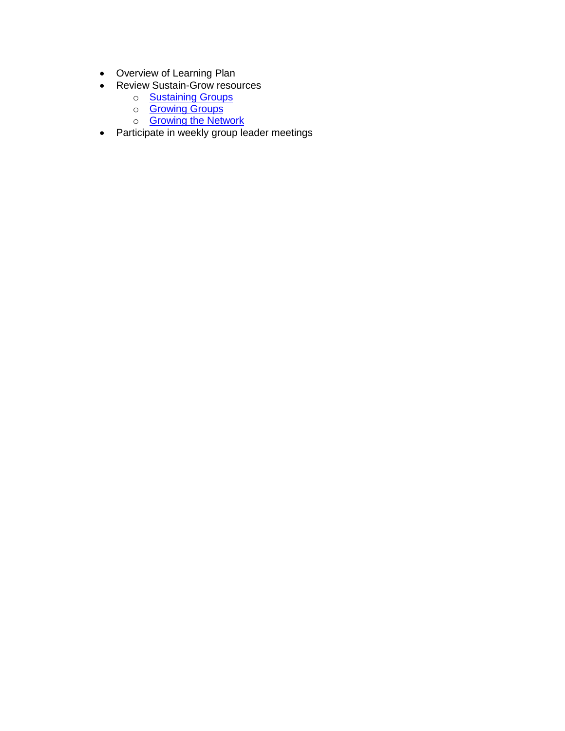- Overview of Learning Plan
- Review Sustain-Grow resources
  - Sustaining Groups
  - Growing Groups
  - Growing the Network
- Participate in weekly group leader meetings